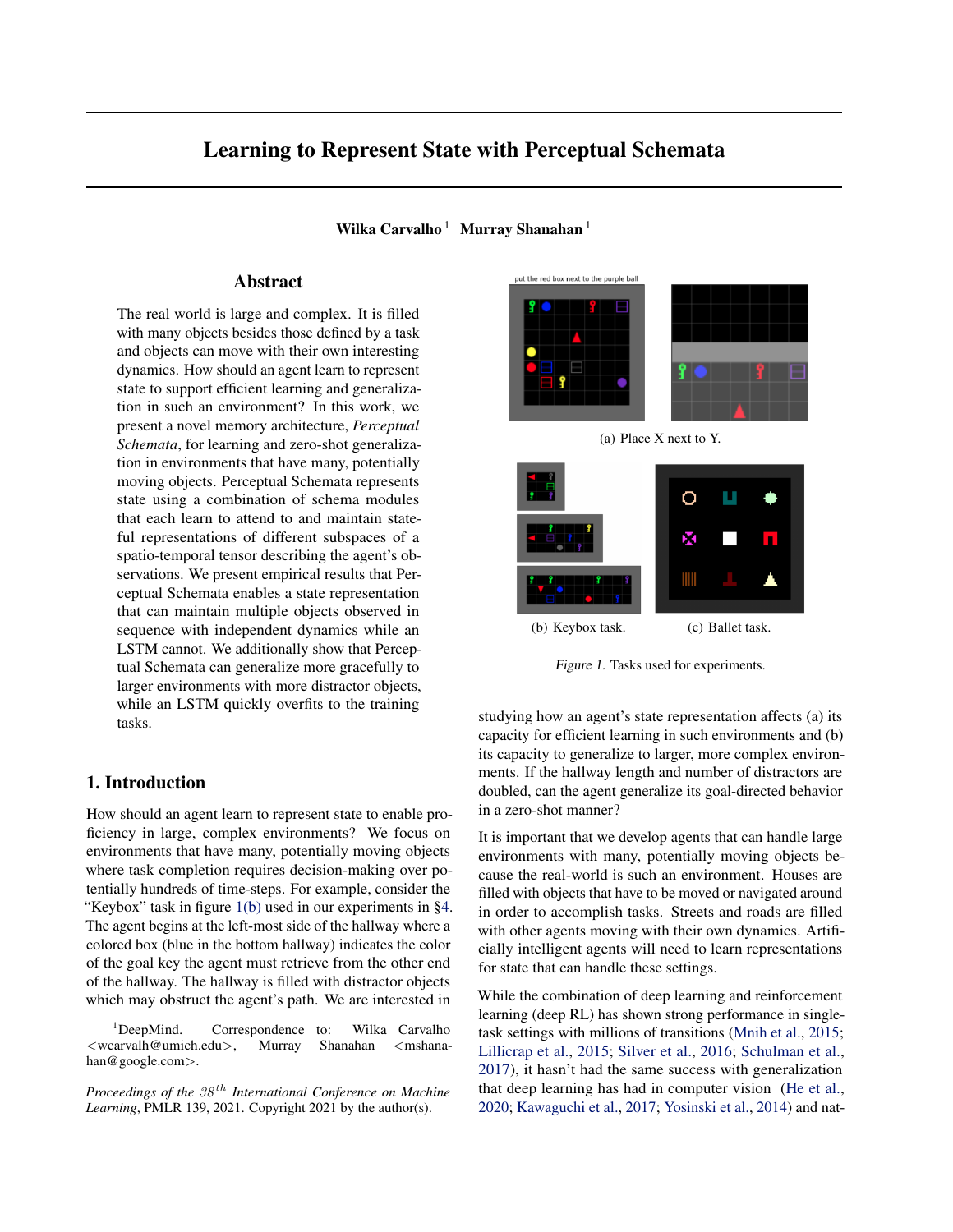# Learning to Represent State with Perceptual Schemata

**Wilka Carvalho** [1] **Murray Shanahan** [1]

## Abstract

The real world is large and complex. It is filled with many objects besides those defined by a task and objects can move with their own interesting dynamics. How should an agent learn to represent state to support efficient learning and generalization in such an environment? In this work, we present a novel memory architecture, *Perceptual Schemata*, for learning and zero-shot generalization in environments that have many, potentially moving objects. Perceptual Schemata represents state using a combination of schema modules that each learn to attend to and maintain stateful representations of different subspaces of a spatio-temporal tensor describing the agent's observations. We present empirical results that Perceptual Schemata enables a state representation that can maintain multiple objects observed in sequence with independent dynamics while an LSTM cannot. We additionally show that Perceptual Schemata can generalize more gracefully to larger environments with more distractor objects, while an LSTM quickly overfits to the training tasks.

(a) Place X next to Y.

(b) Keybox task.

(c) Ballet task.

*Figure 1.* Tasks used for experiments.

## 1. Introduction

How should an agent learn to represent state to enable proficiency in large, complex environments? We focus on environments that have many, potentially moving objects where task completion requires decision-making over potentially hundreds of time-steps. For example, consider the "Keybox" task in figure 1(b) used in our experiments in §4. The agent begins at the left-most side of the hallway where a colored box (blue in the bottom hallway) indicates the color of the goal key the agent must retrieve from the other end of the hallway. The hallway is filled with distractor objects which may obstruct the agent's path. We are interested in studying how an agent's state representation affects (a) its capacity for efficient learning in such environments and (b) its capacity to generalize to larger, more complex environments. If the hallway length and number of distractors are doubled, can the agent generalize its goal-directed behavior in a zero-shot manner?

It is important that we develop agents that can handle large environments with many, potentially moving objects because the real-world is such an environment. Houses are filled with objects that have to be moved or navigated around in order to accomplish tasks. Streets and roads are filled with other agents moving with their own dynamics. Artificially intelligent agents will need to learn representations for state that can handle these settings.

While the combination of deep learning and reinforcement learning (deep RL) has shown strong performance in single-task settings with millions of transitions (Mnih et al., 2015; Lillicrap et al., 2015; Silver et al., 2016; Schulman et al., 2017), it hasn't had the same success with generalization that deep learning has had in computer vision (He et al., 2020; Kawaguchi et al., 2017; Yosinski et al., 2014) and nat-

[1] DeepMind. Correspondence to: Wilka Carvalho <wcarvalh@umich.edu>, Murray Shanahan <mshanahan@google.com>.

*Proceedings of the $38^{th}$ International Conference on Machine Learning*, PMLR 139, 2021. Copyright 2021 by the author(s).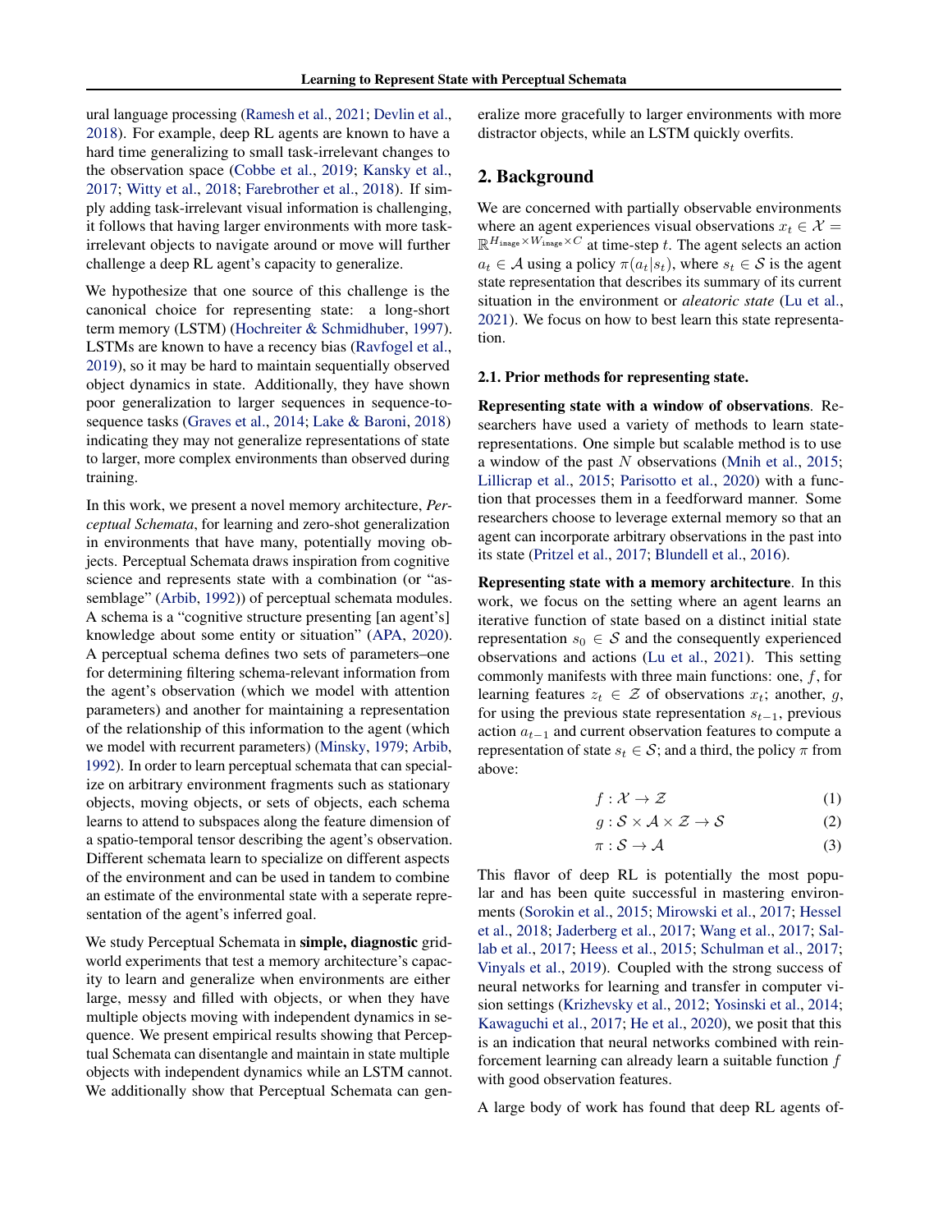ural language processing (Ramesh et al., 2021; Devlin et al., 2018). For example, deep RL agents are known to have a hard time generalizing to small task-irrelevant changes to the observation space (Cobbe et al., 2019; Kansky et al., 2017; Witty et al., 2018; Farebrother et al., 2018). If simply adding task-irrelevant visual information is challenging, it follows that having larger environments with more task-irrelevant objects to navigate around or move will further challenge a deep RL agent's capacity to generalize.

We hypothesize that one source of this challenge is the canonical choice for representing state: a long-short term memory (LSTM) (Hochreiter & Schmidhuber, 1997). LSTMs are known to have a recency bias (Ravfogel et al., 2019), so it may be hard to maintain sequentially observed object dynamics in state. Additionally, they have shown poor generalization to larger sequences in sequence-to-sequence tasks (Graves et al., 2014; Lake & Baroni, 2018) indicating they may not generalize representations of state to larger, more complex environments than observed during training.

In this work, we present a novel memory architecture, *Perceptual Schemata*, for learning and zero-shot generalization in environments that have many, potentially moving objects. Perceptual Schemata draws inspiration from cognitive science and represents state with a combination (or "assemblage" (Arbib, 1992)) of perceptual schemata modules. A schema is a "cognitive structure presenting [an agent's] knowledge about some entity or situation" (APA, 2020). A perceptual schema defines two sets of parameters–one for determining filtering schema-relevant information from the agent's observation (which we model with attention parameters) and another for maintaining a representation of the relationship of this information to the agent (which we model with recurrent parameters) (Minsky, 1979; Arbib, 1992). In order to learn perceptual schemata that can specialize on arbitrary environment fragments such as stationary objects, moving objects, or sets of objects, each schema learns to attend to subspaces along the feature dimension of a spatio-temporal tensor describing the agent's observation. Different schemata learn to specialize on different aspects of the environment and can be used in tandem to combine an estimate of the environmental state with a seperate representation of the agent's inferred goal.

We study Perceptual Schemata in **simple, diagnostic** grid-world experiments that test a memory architecture's capacity to learn and generalize when environments are either large, messy and filled with objects, or when they have multiple objects moving with independent dynamics in sequence. We present empirical results showing that Perceptual Schemata can disentangle and maintain in state multiple objects with independent dynamics while an LSTM cannot. We additionally show that Perceptual Schemata can generalize more gracefully to larger environments with more distractor objects, while an LSTM quickly overfits.

## 2. Background

We are concerned with partially observable environments where an agent experiences visual observations $x_t \in \mathcal{X} = \mathbb{R}^{H_{\text{image}} \times W_{\text{image}} \times C}$ at time-step $t$. The agent selects an action $a_t \in \mathcal{A}$ using a policy $\pi(a_t|s_t)$, where $s_t \in \mathcal{S}$ is the agent state representation that describes its summary of its current situation in the environment or *aleatoric state* (Lu et al., 2021). We focus on how to best learn this state representation.

### 2.1. Prior methods for representing state.

**Representing state with a window of observations**. Researchers have used a variety of methods to learn state-representations. One simple but scalable method is to use a window of the past $N$ observations (Mnih et al., 2015; Lillicrap et al., 2015; Parisotto et al., 2020) with a function that processes them in a feedforward manner. Some researchers choose to leverage external memory so that an agent can incorporate arbitrary observations in the past into its state (Pritzel et al., 2017; Blundell et al., 2016).

**Representing state with a memory architecture**. In this work, we focus on the setting where an agent learns an iterative function of state based on a distinct initial state representation $s_0 \in \mathcal{S}$ and the consequently experienced observations and actions (Lu et al., 2021). This setting commonly manifests with three main functions: one, $f$, for learning features $z_t \in \mathcal{Z}$ of observations $x_t$; another, $g$, for using the previous state representation $s_{t-1}$, previous action $a_{t-1}$ and current observation features to compute a representation of state $s_t \in \mathcal{S}$; and a third, the policy $\pi$ from above:

$$f : \mathcal{X} \to \mathcal{Z} \tag{1}$$

$$g : \mathcal{S} \times \mathcal{A} \times \mathcal{Z} \to \mathcal{S} \tag{2}$$

$$\pi : \mathcal{S} \to \mathcal{A} \tag{3}$$

This flavor of deep RL is potentially the most popular and has been quite successful in mastering environments (Sorokin et al., 2015; Mirowski et al., 2017; Hessel et al., 2018; Jaderberg et al., 2017; Wang et al., 2017; Sallab et al., 2017; Heess et al., 2015; Schulman et al., 2017; Vinyals et al., 2019). Coupled with the strong success of neural networks for learning and transfer in computer vision settings (Krizhevsky et al., 2012; Yosinski et al., 2014; Kawaguchi et al., 2017; He et al., 2020), we posit that this is an indication that neural networks combined with reinforcement learning can already learn a suitable function $f$ with good observation features.

A large body of work has found that deep RL agents of-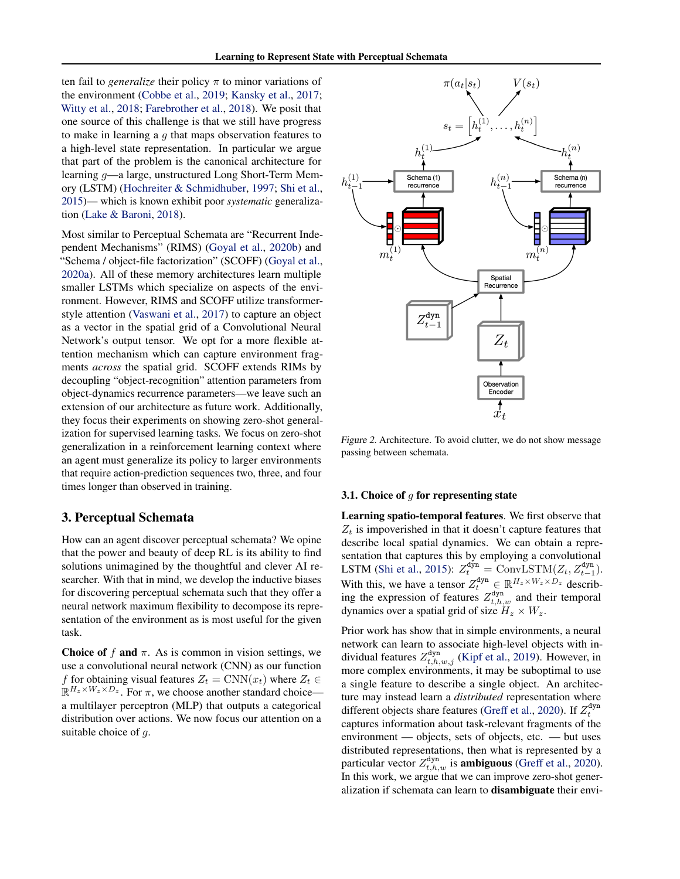ten fail to *generalize* their policy $\pi$ to minor variations of the environment (Cobbe et al., 2019; Kansky et al., 2017; Witty et al., 2018; Farebrother et al., 2018). We posit that one source of this challenge is that we still have progress to make in learning a $g$ that maps observation features to a high-level state representation. In particular we argue that part of the problem is the canonical architecture for learning $g$—a large, unstructured Long Short-Term Memory (LSTM) (Hochreiter & Schmidhuber, 1997; Shi et al., 2015)— which is known exhibit poor *systematic* generalization (Lake & Baroni, 2018).

Most similar to Perceptual Schemata are "Recurrent Independent Mechanisms" (RIMS) (Goyal et al., 2020b) and "Schema / object-file factorization" (SCOFF) (Goyal et al., 2020a). All of these memory architectures learn multiple smaller LSTMs which specialize on aspects of the environment. However, RIMS and SCOFF utilize transformer-style attention (Vaswani et al., 2017) to capture an object as a vector in the spatial grid of a Convolutional Neural Network's output tensor. We opt for a more flexible attention mechanism which can capture environment fragments *across* the spatial grid. SCOFF extends RIMs by decoupling "object-recognition" attention parameters from object-dynamics recurrence parameters—we leave such an extension of our architecture as future work. Additionally, they focus their experiments on showing zero-shot generalization for supervised learning tasks. We focus on zero-shot generalization in a reinforcement learning context where an agent must generalize its policy to larger environments that require action-prediction sequences two, three, and four times longer than observed in training.

## 3. Perceptual Schemata

How can an agent discover perceptual schemata? We opine that the power and beauty of deep RL is its ability to find solutions unimagined by the thoughtful and clever AI researcher. With that in mind, we develop the inductive biases for discovering perceptual schemata such that they offer a neural network maximum flexibility to decompose its representation of the environment as is most useful for the given task.

**Choice of $f$ and $\pi$.** As is common in vision settings, we use a convolutional neural network (CNN) as our function $f$ for obtaining visual features $Z_t = \text{CNN}(x_t)$ where $Z_t \in \mathbb{R}^{H_z \times W_z \times D_z}$. For $\pi$, we choose another standard choice—a multilayer perceptron (MLP) that outputs a categorical distribution over actions. We now focus our attention on a suitable choice of $g$.

Figure 2. Architecture. To avoid clutter, we do not show message passing between schemata.

### 3.1. Choice of $g$ for representing state

**Learning spatio-temporal features**. We first observe that $Z_t$ is impoverished in that it doesn't capture features that describe local spatial dynamics. We can obtain a representation that captures this by employing a convolutional LSTM (Shi et al., 2015): $Z_t^{\text{dyn}} = \text{ConvLSTM}(Z_t, Z_{t-1}^{\text{dyn}})$. With this, we have a tensor $Z_t^{\text{dyn}} \in \mathbb{R}^{H_z \times W_z \times D_z}$ describing the expression of features $Z_{t,h,w}^{\text{dyn}}$ and their temporal dynamics over a spatial grid of size $H_z \times W_z$.

Prior work has show that in simple environments, a neural network can learn to associate high-level objects with individual features $Z_{t,h,w,j}^{\text{dyn}}$ (Kipf et al., 2019). However, in more complex environments, it may be suboptimal to use a single feature to describe a single object. An architecture may instead learn a *distributed* representation where different objects share features (Greff et al., 2020). If $Z_t^{\text{dyn}}$ captures information about task-relevant fragments of the environment — objects, sets of objects, etc. — but uses distributed representations, then what is represented by a particular vector $Z_{t,h,w}^{\text{dyn}}$ is **ambiguous** (Greff et al., 2020). In this work, we argue that we can improve zero-shot generalization if schemata can learn to **disambiguate** their envi-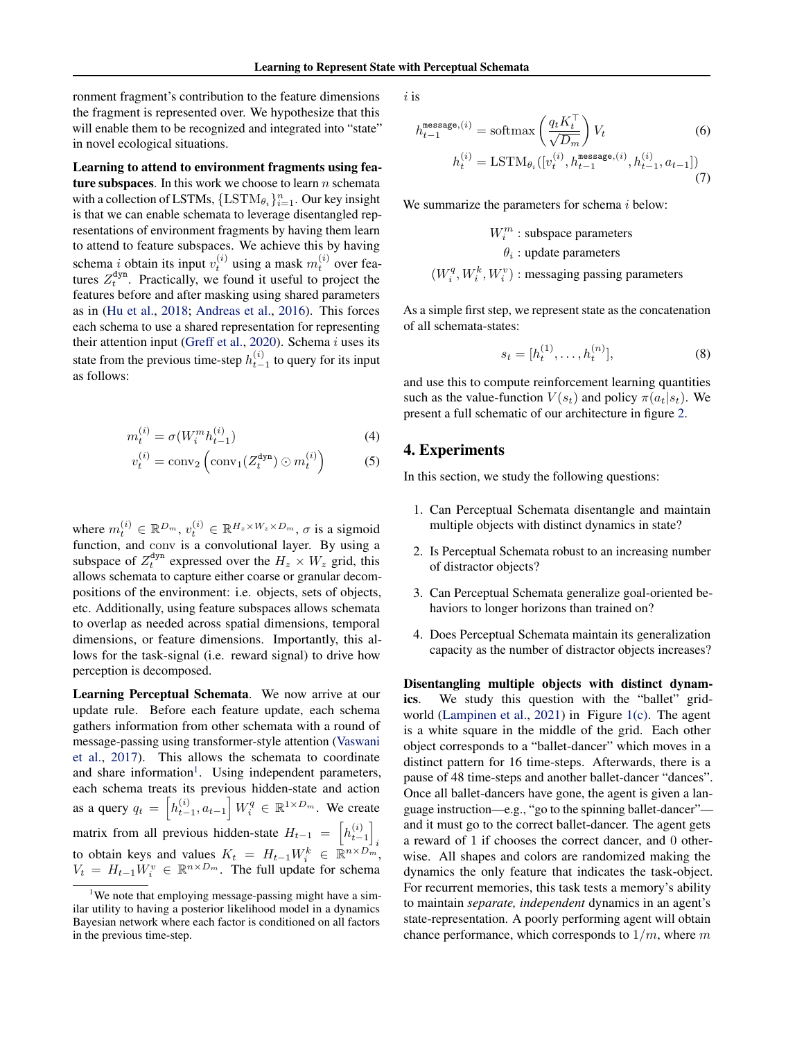ronment fragment's contribution to the feature dimensions the fragment is represented over. We hypothesize that this will enable them to be recognized and integrated into "state" in novel ecological situations.

**Learning to attend to environment fragments using feature subspaces**. In this work we choose to learn $n$ schemata with a collection of LSTMs, $\{\text{LSTM}_{\theta_i}\}_{i=1}^{n}$. Our key insight is that we can enable schemata to leverage disentangled representations of environment fragments by having them learn to attend to feature subspaces. We achieve this by having schema $i$ obtain its input $v_t^{(i)}$ using a mask $m_t^{(i)}$ over features $Z_t^{\texttt{dyn}}$. Practically, we found it useful to project the features before and after masking using shared parameters as in (Hu et al., 2018; Andreas et al., 2016). This forces each schema to use a shared representation for representing their attention input (Greff et al., 2020). Schema $i$ uses its state from the previous time-step $h_{t-1}^{(i)}$ to query for its input as follows:

$$m_t^{(i)} = \sigma(W_i^m h_{t-1}^{(i)}) \tag{4}$$

$$v_t^{(i)} = \text{conv}_2\left(\text{conv}_1(Z_t^{\texttt{dyn}}) \odot m_t^{(i)}\right) \tag{5}$$

where $m_t^{(i)} \in \mathbb{R}^{D_m}$, $v_t^{(i)} \in \mathbb{R}^{H_z \times W_z \times D_m}$, $\sigma$ is a sigmoid function, and conv is a convolutional layer. By using a subspace of $Z_t^{\texttt{dyn}}$ expressed over the $H_z \times W_z$ grid, this allows schemata to capture either coarse or granular decompositions of the environment: i.e. objects, sets of objects, etc. Additionally, using feature subspaces allows schemata to overlap as needed across spatial dimensions, temporal dimensions, or feature dimensions. Importantly, this allows for the task-signal (i.e. reward signal) to drive how perception is decomposed.

**Learning Perceptual Schemata**. We now arrive at our update rule. Before each feature update, each schema gathers information from other schemata with a round of message-passing using transformer-style attention (Vaswani et al., 2017). This allows the schemata to coordinate and share information[1]. Using independent parameters, each schema treats its previous hidden-state and action as a query $q_t = \left[h_{t-1}^{(i)}, a_{t-1}\right] W_i^q \in \mathbb{R}^{1 \times D_m}$. We create matrix from all previous hidden-state $H_{t-1} = \left[h_{t-1}^{(i)}\right]_i$ to obtain keys and values $K_t = H_{t-1} W_i^k \in \mathbb{R}^{n \times D_m}$, $V_t = H_{t-1} W_i^v \in \mathbb{R}^{n \times D_m}$. The full update for schema $i$ is

$$h_{t-1}^{\texttt{message},(i)} = \text{softmax}\left(\frac{q_t K_t^\top}{\sqrt{D_m}}\right) V_t \tag{6}$$

$$h_t^{(i)} = \text{LSTM}_{\theta_i}([v_t^{(i)}, h_{t-1}^{\texttt{message},(i)}, h_{t-1}^{(i)}, a_{t-1}]) \tag{7}$$

We summarize the parameters for schema $i$ below:

$$W_i^m : \text{subspace parameters}$$
$$\theta_i : \text{update parameters}$$
$$(W_i^q, W_i^k, W_i^v) : \text{messaging passing parameters}$$

As a simple first step, we represent state as the concatenation of all schemata-states:

$$s_t = [h_t^{(1)}, \dots, h_t^{(n)}], \tag{8}$$

and use this to compute reinforcement learning quantities such as the value-function $V(s_t)$ and policy $\pi(a_t|s_t)$. We present a full schematic of our architecture in figure 2.

## 4. Experiments

In this section, we study the following questions:

1. Can Perceptual Schemata disentangle and maintain multiple objects with distinct dynamics in state?
2. Is Perceptual Schemata robust to an increasing number of distractor objects?
3. Can Perceptual Schemata generalize goal-oriented behaviors to longer horizons than trained on?
4. Does Perceptual Schemata maintain its generalization capacity as the number of distractor objects increases?

**Disentangling multiple objects with distinct dynamics**. We study this question with the "ballet" grid-world (Lampinen et al., 2021) in Figure 1(c). The agent is a white square in the middle of the grid. Each other object corresponds to a "ballet-dancer" which moves in a distinct pattern for 16 time-steps. Afterwards, there is a pause of 48 time-steps and another ballet-dancer "dances". Once all ballet-dancers have gone, the agent is given a language instruction—e.g., "go to the spinning ballet-dancer"—and it must go to the correct ballet-dancer. The agent gets a reward of 1 if chooses the correct dancer, and 0 otherwise. All shapes and colors are randomized making the dynamics the only feature that indicates the task-object. For recurrent memories, this task tests a memory's ability to maintain *separate, independent* dynamics in an agent's state-representation. A poorly performing agent will obtain chance performance, which corresponds to $1/m$, where $m$

[1]We note that employing message-passing might have a similar utility to having a posterior likelihood model in a dynamics Bayesian network where each factor is conditioned on all factors in the previous time-step.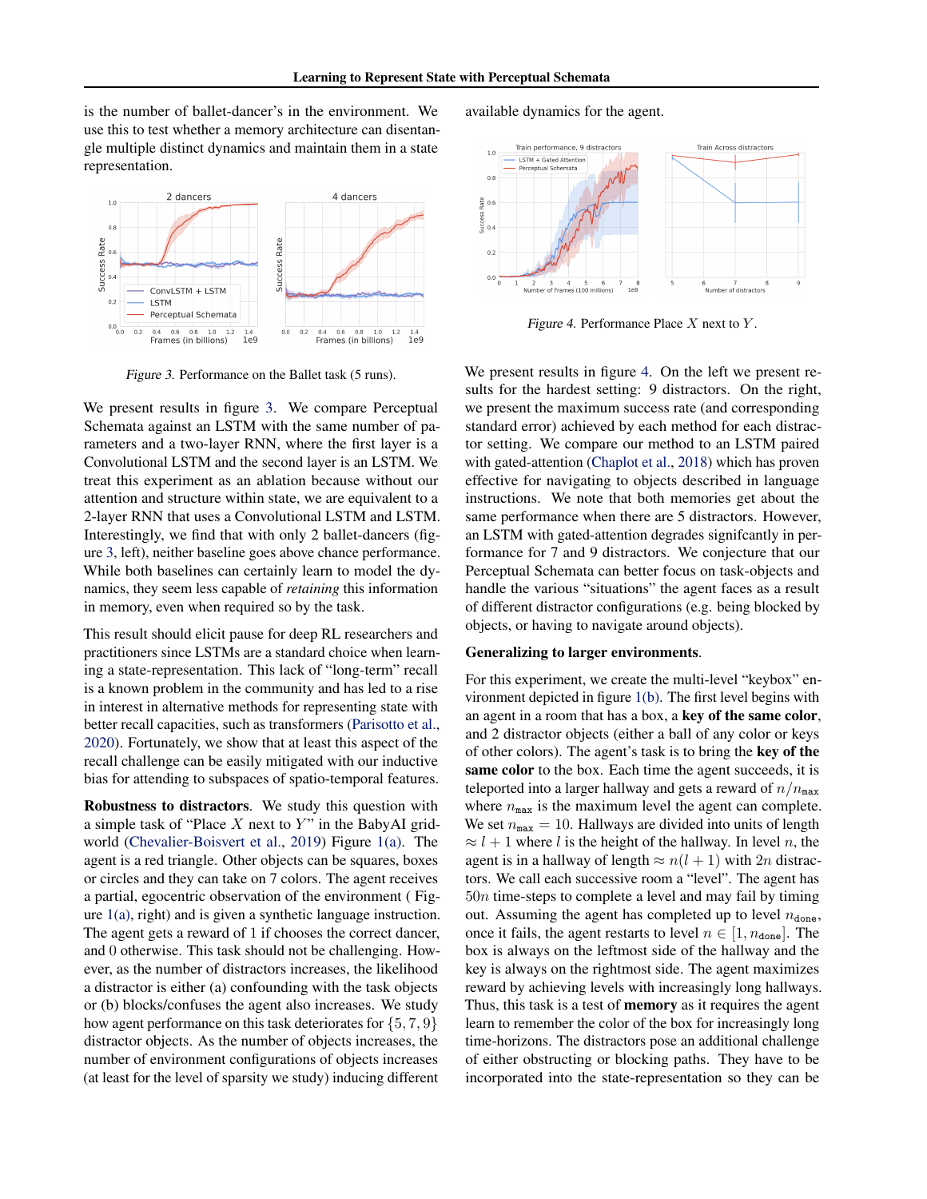is the number of ballet-dancer's in the environment. We use this to test whether a memory architecture can disentangle multiple distinct dynamics and maintain them in a state representation.

*Figure 3.* Performance on the Ballet task (5 runs).

We present results in figure 3. We compare Perceptual Schemata against an LSTM with the same number of parameters and a two-layer RNN, where the first layer is a Convolutional LSTM and the second layer is an LSTM. We treat this experiment as an ablation because without our attention and structure within state, we are equivalent to a 2-layer RNN that uses a Convolutional LSTM and LSTM. Interestingly, we find that with only 2 ballet-dancers (figure 3, left), neither baseline goes above chance performance. While both baselines can certainly learn to model the dynamics, they seem less capable of *retaining* this information in memory, even when required so by the task.

This result should elicit pause for deep RL researchers and practitioners since LSTMs are a standard choice when learning a state-representation. This lack of "long-term" recall is a known problem in the community and has led to a rise in interest in alternative methods for representing state with better recall capacities, such as transformers (Parisotto et al., 2020). Fortunately, we show that at least this aspect of the recall challenge can be easily mitigated with our inductive bias for attending to subspaces of spatio-temporal features.

**Robustness to distractors**. We study this question with a simple task of "Place $X$ next to $Y$" in the BabyAI gridworld (Chevalier-Boisvert et al., 2019) Figure 1(a). The agent is a red triangle. Other objects can be squares, boxes or circles and they can take on 7 colors. The agent receives a partial, egocentric observation of the environment ( Figure 1(a), right) and is given a synthetic language instruction. The agent gets a reward of 1 if chooses the correct dancer, and 0 otherwise. This task should not be challenging. However, as the number of distractors increases, the likelihood a distractor is either (a) confounding with the task objects or (b) blocks/confuses the agent also increases. We study how agent performance on this task deteriorates for $\{5, 7, 9\}$ distractor objects. As the number of objects increases, the number of environment configurations of objects increases (at least for the level of sparsity we study) inducing different available dynamics for the agent.

*Figure 4.* Performance Place $X$ next to $Y$.

We present results in figure 4. On the left we present results for the hardest setting: 9 distractors. On the right, we present the maximum success rate (and corresponding standard error) achieved by each method for each distractor setting. We compare our method to an LSTM paired with gated-attention (Chaplot et al., 2018) which has proven effective for navigating to objects described in language instructions. We note that both memories get about the same performance when there are 5 distractors. However, an LSTM with gated-attention degrades signifcantly in performance for 7 and 9 distractors. We conjecture that our Perceptual Schemata can better focus on task-objects and handle the various "situations" the agent faces as a result of different distractor configurations (e.g. being blocked by objects, or having to navigate around objects).

**Generalizing to larger environments**.

For this experiment, we create the multi-level "keybox" environment depicted in figure 1(b). The first level begins with an agent in a room that has a box, a **key of the same color**, and 2 distractor objects (either a ball of any color or keys of other colors). The agent's task is to bring the **key of the same color** to the box. Each time the agent succeeds, it is teleported into a larger hallway and gets a reward of $n/n_{\texttt{max}}$ where $n_{\texttt{max}}$ is the maximum level the agent can complete. We set $n_{\texttt{max}} = 10$. Hallways are divided into units of length $\approx l + 1$ where $l$ is the height of the hallway. In level $n$, the agent is in a hallway of length $\approx n(l + 1)$ with $2n$ distractors. We call each successive room a "level". The agent has $50n$ time-steps to complete a level and may fail by timing out. Assuming the agent has completed up to level $n_{\texttt{done}}$, once it fails, the agent restarts to level $n \in [1, n_{\texttt{done}}]$. The box is always on the leftmost side of the hallway and the key is always on the rightmost side. The agent maximizes reward by achieving levels with increasingly long hallways. Thus, this task is a test of **memory** as it requires the agent learn to remember the color of the box for increasingly long time-horizons. The distractors pose an additional challenge of either obstructing or blocking paths. They have to be incorporated into the state-representation so they can be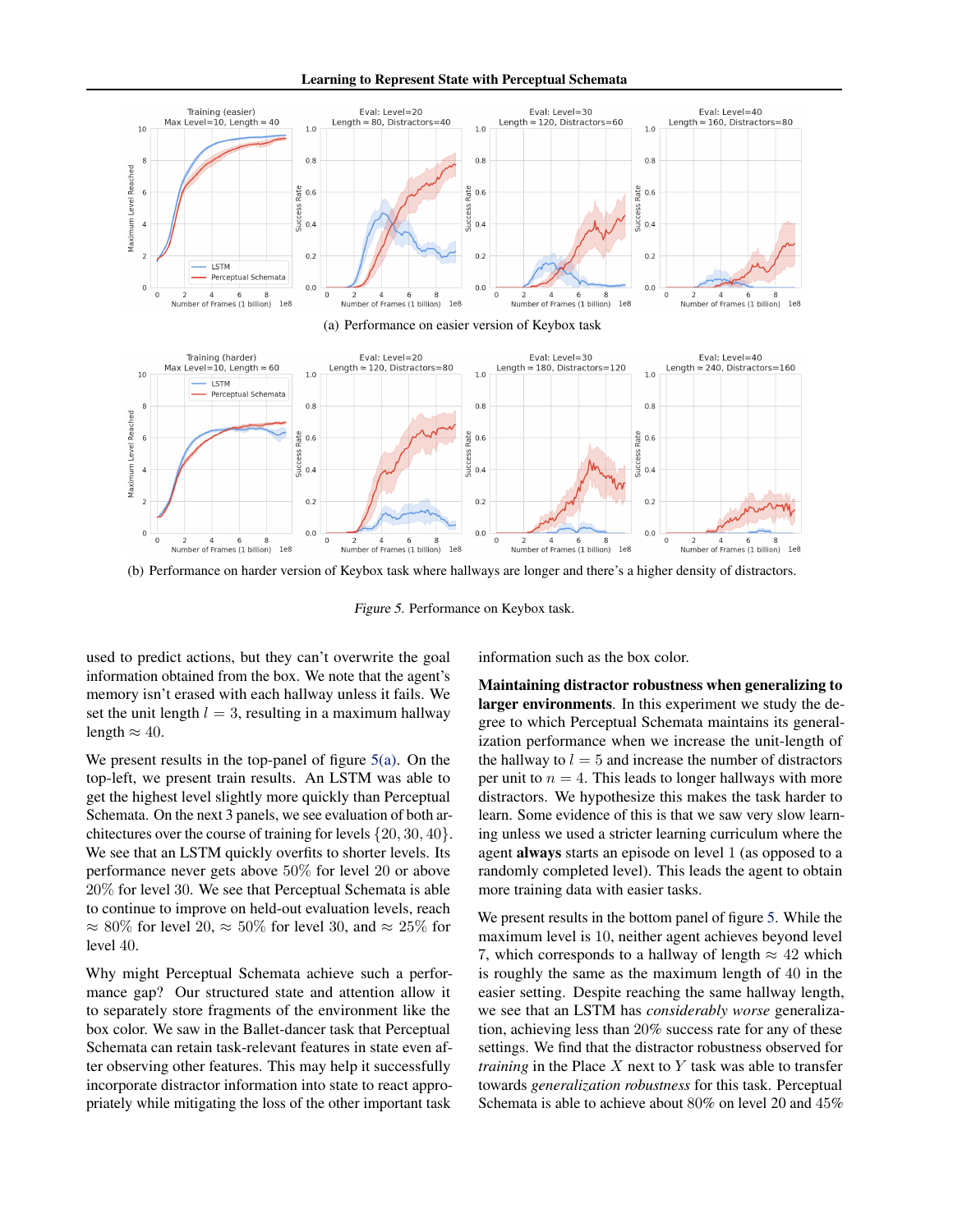(a) Performance on easier version of Keybox task

(b) Performance on harder version of Keybox task where hallways are longer and there's a higher density of distractors.

*Figure 5.* Performance on Keybox task.

used to predict actions, but they can't overwrite the goal information obtained from the box. We note that the agent's memory isn't erased with each hallway unless it fails. We set the unit length $l = 3$, resulting in a maximum hallway length $\approx 40$.

We present results in the top-panel of figure 5(a). On the top-left, we present train results. An LSTM was able to get the highest level slightly more quickly than Perceptual Schemata. On the next 3 panels, we see evaluation of both architectures over the course of training for levels $\{20, 30, 40\}$. We see that an LSTM quickly overfits to shorter levels. Its performance never gets above $50\%$ for level 20 or above $20\%$ for level 30. We see that Perceptual Schemata is able to continue to improve on held-out evaluation levels, reach $\approx 80\%$ for level 20, $\approx 50\%$ for level 30, and $\approx 25\%$ for level 40.

Why might Perceptual Schemata achieve such a performance gap? Our structured state and attention allow it to separately store fragments of the environment like the box color. We saw in the Ballet-dancer task that Perceptual Schemata can retain task-relevant features in state even after observing other features. This may help it successfully incorporate distractor information into state to react appropriately while mitigating the loss of the other important task information such as the box color.

**Maintaining distractor robustness when generalizing to larger environments**. In this experiment we study the degree to which Perceptual Schemata maintains its generalization performance when we increase the unit-length of the hallway to $l = 5$ and increase the number of distractors per unit to $n = 4$. This leads to longer hallways with more distractors. We hypothesize this makes the task harder to learn. Some evidence of this is that we saw very slow learning unless we used a stricter learning curriculum where the agent **always** starts an episode on level 1 (as opposed to a randomly completed level). This leads the agent to obtain more training data with easier tasks.

We present results in the bottom panel of figure 5. While the maximum level is 10, neither agent achieves beyond level 7, which corresponds to a hallway of length $\approx 42$ which is roughly the same as the maximum length of 40 in the easier setting. Despite reaching the same hallway length, we see that an LSTM has *considerably worse* generalization, achieving less than $20\%$ success rate for any of these settings. We find that the distractor robustness observed for *training* in the Place $X$ next to $Y$ task was able to transfer towards *generalization robustness* for this task. Perceptual Schemata is able to achieve about $80\%$ on level 20 and $45\%$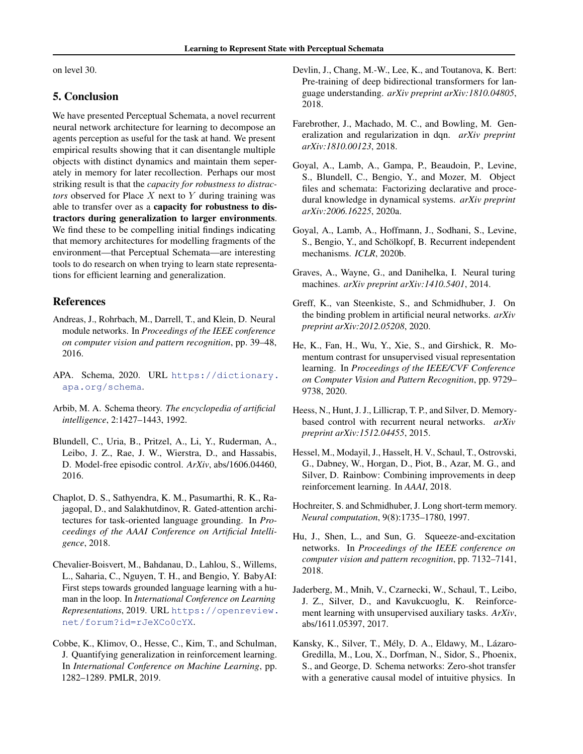on level 30.

## 5. Conclusion

We have presented Perceptual Schemata, a novel recurrent neural network architecture for learning to decompose an agents perception as useful for the task at hand. We present empirical results showing that it can disentangle multiple objects with distinct dynamics and maintain them seperately in memory for later recollection. Perhaps our most striking result is that the *capacity for robustness to distractors* observed for Place $X$ next to $Y$ during training was able to transfer over as a **capacity for robustness to distractors during generalization to larger environments**. We find these to be compelling initial findings indicating that memory architectures for modelling fragments of the environment—that Perceptual Schemata—are interesting tools to do research on when trying to learn state representations for efficient learning and generalization.

## References

Andreas, J., Rohrbach, M., Darrell, T., and Klein, D. Neural module networks. In *Proceedings of the IEEE conference on computer vision and pattern recognition*, pp. 39–48, 2016.

APA. Schema, 2020. URL https://dictionary.apa.org/schema.

Arbib, M. A. Schema theory. *The encyclopedia of artificial intelligence*, 2:1427–1443, 1992.

Blundell, C., Uria, B., Pritzel, A., Li, Y., Ruderman, A., Leibo, J. Z., Rae, J. W., Wierstra, D., and Hassabis, D. Model-free episodic control. *ArXiv*, abs/1606.04460, 2016.

Chaplot, D. S., Sathyendra, K. M., Pasumarthi, R. K., Rajagopal, D., and Salakhutdinov, R. Gated-attention architectures for task-oriented language grounding. In *Proceedings of the AAAI Conference on Artificial Intelligence*, 2018.

Chevalier-Boisvert, M., Bahdanau, D., Lahlou, S., Willems, L., Saharia, C., Nguyen, T. H., and Bengio, Y. BabyAI: First steps towards grounded language learning with a human in the loop. In *International Conference on Learning Representations*, 2019. URL https://openreview.net/forum?id=rJeXCo0cYX.

Cobbe, K., Klimov, O., Hesse, C., Kim, T., and Schulman, J. Quantifying generalization in reinforcement learning. In *International Conference on Machine Learning*, pp. 1282–1289. PMLR, 2019.

Devlin, J., Chang, M.-W., Lee, K., and Toutanova, K. Bert: Pre-training of deep bidirectional transformers for language understanding. *arXiv preprint arXiv:1810.04805*, 2018.

Farebrother, J., Machado, M. C., and Bowling, M. Generalization and regularization in dqn. *arXiv preprint arXiv:1810.00123*, 2018.

Goyal, A., Lamb, A., Gampa, P., Beaudoin, P., Levine, S., Blundell, C., Bengio, Y., and Mozer, M. Object files and schemata: Factorizing declarative and procedural knowledge in dynamical systems. *arXiv preprint arXiv:2006.16225*, 2020a.

Goyal, A., Lamb, A., Hoffmann, J., Sodhani, S., Levine, S., Bengio, Y., and Schölkopf, B. Recurrent independent mechanisms. *ICLR*, 2020b.

Graves, A., Wayne, G., and Danihelka, I. Neural turing machines. *arXiv preprint arXiv:1410.5401*, 2014.

Greff, K., van Steenkiste, S., and Schmidhuber, J. On the binding problem in artificial neural networks. *arXiv preprint arXiv:2012.05208*, 2020.

He, K., Fan, H., Wu, Y., Xie, S., and Girshick, R. Momentum contrast for unsupervised visual representation learning. In *Proceedings of the IEEE/CVF Conference on Computer Vision and Pattern Recognition*, pp. 9729–9738, 2020.

Heess, N., Hunt, J. J., Lillicrap, T. P., and Silver, D. Memory-based control with recurrent neural networks. *arXiv preprint arXiv:1512.04455*, 2015.

Hessel, M., Modayil, J., Hasselt, H. V., Schaul, T., Ostrovski, G., Dabney, W., Horgan, D., Piot, B., Azar, M. G., and Silver, D. Rainbow: Combining improvements in deep reinforcement learning. In *AAAI*, 2018.

Hochreiter, S. and Schmidhuber, J. Long short-term memory. *Neural computation*, 9(8):1735–1780, 1997.

Hu, J., Shen, L., and Sun, G. Squeeze-and-excitation networks. In *Proceedings of the IEEE conference on computer vision and pattern recognition*, pp. 7132–7141, 2018.

Jaderberg, M., Mnih, V., Czarnecki, W., Schaul, T., Leibo, J. Z., Silver, D., and Kavukcuoglu, K. Reinforcement learning with unsupervised auxiliary tasks. *ArXiv*, abs/1611.05397, 2017.

Kansky, K., Silver, T., Mély, D. A., Eldawy, M., Lázaro-Gredilla, M., Lou, X., Dorfman, N., Sidor, S., Phoenix, S., and George, D. Schema networks: Zero-shot transfer with a generative causal model of intuitive physics. In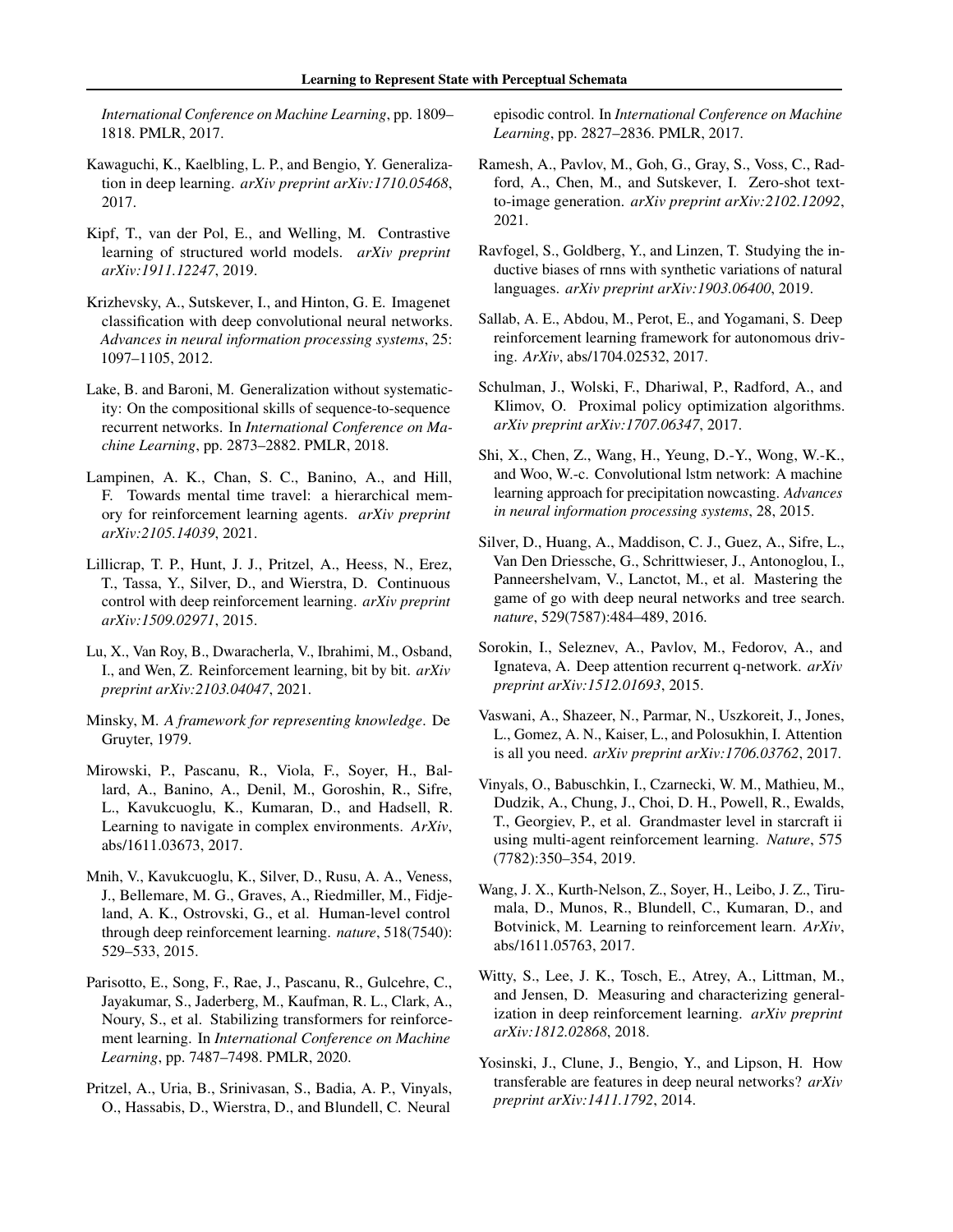*International Conference on Machine Learning*, pp. 1809–1818. PMLR, 2017.

Kawaguchi, K., Kaelbling, L. P., and Bengio, Y. Generalization in deep learning. *arXiv preprint arXiv:1710.05468*, 2017.

Kipf, T., van der Pol, E., and Welling, M. Contrastive learning of structured world models. *arXiv preprint arXiv:1911.12247*, 2019.

Krizhevsky, A., Sutskever, I., and Hinton, G. E. Imagenet classification with deep convolutional neural networks. *Advances in neural information processing systems*, 25: 1097–1105, 2012.

Lake, B. and Baroni, M. Generalization without systematicity: On the compositional skills of sequence-to-sequence recurrent networks. In *International Conference on Machine Learning*, pp. 2873–2882. PMLR, 2018.

Lampinen, A. K., Chan, S. C., Banino, A., and Hill, F. Towards mental time travel: a hierarchical memory for reinforcement learning agents. *arXiv preprint arXiv:2105.14039*, 2021.

Lillicrap, T. P., Hunt, J. J., Pritzel, A., Heess, N., Erez, T., Tassa, Y., Silver, D., and Wierstra, D. Continuous control with deep reinforcement learning. *arXiv preprint arXiv:1509.02971*, 2015.

Lu, X., Van Roy, B., Dwaracherla, V., Ibrahimi, M., Osband, I., and Wen, Z. Reinforcement learning, bit by bit. *arXiv preprint arXiv:2103.04047*, 2021.

Minsky, M. *A framework for representing knowledge*. De Gruyter, 1979.

Mirowski, P., Pascanu, R., Viola, F., Soyer, H., Ballard, A., Banino, A., Denil, M., Goroshin, R., Sifre, L., Kavukcuoglu, K., Kumaran, D., and Hadsell, R. Learning to navigate in complex environments. *ArXiv*, abs/1611.03673, 2017.

Mnih, V., Kavukcuoglu, K., Silver, D., Rusu, A. A., Veness, J., Bellemare, M. G., Graves, A., Riedmiller, M., Fidjeland, A. K., Ostrovski, G., et al. Human-level control through deep reinforcement learning. *nature*, 518(7540): 529–533, 2015.

Parisotto, E., Song, F., Rae, J., Pascanu, R., Gulcehre, C., Jayakumar, S., Jaderberg, M., Kaufman, R. L., Clark, A., Noury, S., et al. Stabilizing transformers for reinforcement learning. In *International Conference on Machine Learning*, pp. 7487–7498. PMLR, 2020.

Pritzel, A., Uria, B., Srinivasan, S., Badia, A. P., Vinyals, O., Hassabis, D., Wierstra, D., and Blundell, C. Neural episodic control. In *International Conference on Machine Learning*, pp. 2827–2836. PMLR, 2017.

Ramesh, A., Pavlov, M., Goh, G., Gray, S., Voss, C., Radford, A., Chen, M., and Sutskever, I. Zero-shot text-to-image generation. *arXiv preprint arXiv:2102.12092*, 2021.

Ravfogel, S., Goldberg, Y., and Linzen, T. Studying the inductive biases of rnns with synthetic variations of natural languages. *arXiv preprint arXiv:1903.06400*, 2019.

Sallab, A. E., Abdou, M., Perot, E., and Yogamani, S. Deep reinforcement learning framework for autonomous driving. *ArXiv*, abs/1704.02532, 2017.

Schulman, J., Wolski, F., Dhariwal, P., Radford, A., and Klimov, O. Proximal policy optimization algorithms. *arXiv preprint arXiv:1707.06347*, 2017.

Shi, X., Chen, Z., Wang, H., Yeung, D.-Y., Wong, W.-K., and Woo, W.-c. Convolutional lstm network: A machine learning approach for precipitation nowcasting. *Advances in neural information processing systems*, 28, 2015.

Silver, D., Huang, A., Maddison, C. J., Guez, A., Sifre, L., Van Den Driessche, G., Schrittwieser, J., Antonoglou, I., Panneershelvam, V., Lanctot, M., et al. Mastering the game of go with deep neural networks and tree search. *nature*, 529(7587):484–489, 2016.

Sorokin, I., Seleznev, A., Pavlov, M., Fedorov, A., and Ignateva, A. Deep attention recurrent q-network. *arXiv preprint arXiv:1512.01693*, 2015.

Vaswani, A., Shazeer, N., Parmar, N., Uszkoreit, J., Jones, L., Gomez, A. N., Kaiser, L., and Polosukhin, I. Attention is all you need. *arXiv preprint arXiv:1706.03762*, 2017.

Vinyals, O., Babuschkin, I., Czarnecki, W. M., Mathieu, M., Dudzik, A., Chung, J., Choi, D. H., Powell, R., Ewalds, T., Georgiev, P., et al. Grandmaster level in starcraft ii using multi-agent reinforcement learning. *Nature*, 575 (7782):350–354, 2019.

Wang, J. X., Kurth-Nelson, Z., Soyer, H., Leibo, J. Z., Tirumala, D., Munos, R., Blundell, C., Kumaran, D., and Botvinick, M. Learning to reinforcement learn. *ArXiv*, abs/1611.05763, 2017.

Witty, S., Lee, J. K., Tosch, E., Atrey, A., Littman, M., and Jensen, D. Measuring and characterizing generalization in deep reinforcement learning. *arXiv preprint arXiv:1812.02868*, 2018.

Yosinski, J., Clune, J., Bengio, Y., and Lipson, H. How transferable are features in deep neural networks? *arXiv preprint arXiv:1411.1792*, 2014.